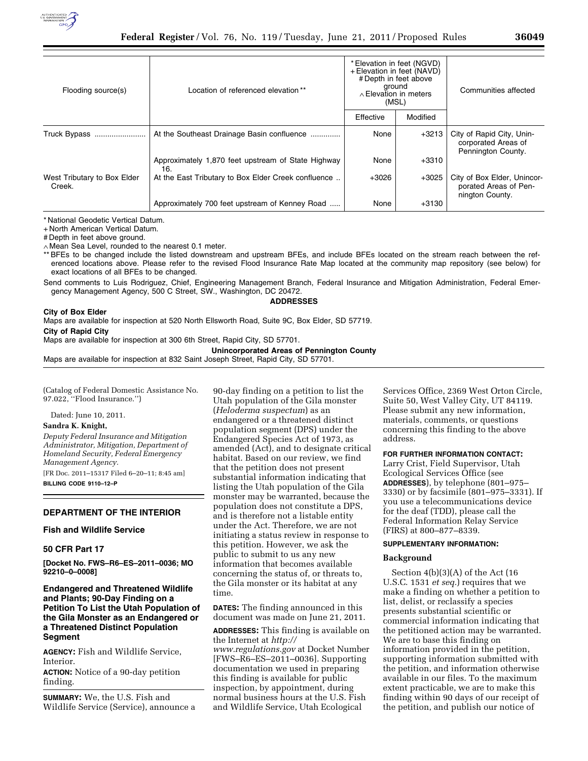| Flooding source(s) | Location of referenced elevation ** | * Elevation in feet (NGVD) + Elevation in feet (NAVD) # Depth in feet above ground ∧ Elevation in meters (MSL) | | Communities affected |
|---|---|---|---|---|
| | | Effective | Modified | |
| Truck Bypass | At the Southeast Drainage Basin confluence | None | +3213 | City of Rapid City, Unincorporated Areas of Pennington County. |
| | Approximately 1,870 feet upstream of State Highway 16. | None | +3310 | |
| West Tributary to Box Elder Creek. | At the East Tributary to Box Elder Creek confluence | +3026 | +3025 | City of Box Elder, Unincorporated Areas of Pennington County. |
| | Approximately 700 feet upstream of Kenney Road | None | +3130 | |

* National Geodetic Vertical Datum.
+ North American Vertical Datum.
# Depth in feet above ground.
∧ Mean Sea Level, rounded to the nearest 0.1 meter.
** BFEs to be changed include the listed downstream and upstream BFEs, and include BFEs located on the stream reach between the referenced locations above. Please refer to the revised Flood Insurance Rate Map located at the community map repository (see below) for exact locations of all BFEs to be changed.

Send comments to Luis Rodriguez, Chief, Engineering Management Branch, Federal Insurance and Mitigation Administration, Federal Emergency Management Agency, 500 C Street, SW., Washington, DC 20472.

**ADDRESSES**

**City of Box Elder**

Maps are available for inspection at 520 North Ellsworth Road, Suite 9C, Box Elder, SD 57719.

**City of Rapid City**

Maps are available for inspection at 300 6th Street, Rapid City, SD 57701.

**Unincorporated Areas of Pennington County**

Maps are available for inspection at 832 Saint Joseph Street, Rapid City, SD 57701.

(Catalog of Federal Domestic Assistance No. 97.022, ''Flood Insurance.'')

Dated: June 10, 2011.

**Sandra K. Knight,**

*Deputy Federal Insurance and Mitigation Administrator, Mitigation, Department of Homeland Security, Federal Emergency Management Agency.*

[FR Doc. 2011–15317 Filed 6–20–11; 8:45 am]

**BILLING CODE 9110–12–P**

## DEPARTMENT OF THE INTERIOR

### Fish and Wildlife Service

### 50 CFR Part 17

**[Docket No. FWS–R6–ES–2011–0036; MO 92210–0–0008]**

### Endangered and Threatened Wildlife and Plants; 90-Day Finding on a Petition To List the Utah Population of the Gila Monster as an Endangered or a Threatened Distinct Population Segment

**AGENCY:** Fish and Wildlife Service, Interior.

**ACTION:** Notice of a 90-day petition finding.

**SUMMARY:** We, the U.S. Fish and Wildlife Service (Service), announce a 90-day finding on a petition to list the Utah population of the Gila monster (*Heloderma suspectum*) as an endangered or a threatened distinct population segment (DPS) under the Endangered Species Act of 1973, as amended (Act), and to designate critical habitat. Based on our review, we find that the petition does not present substantial information indicating that listing the Utah population of the Gila monster may be warranted, because the population does not constitute a DPS, and is therefore not a listable entity under the Act. Therefore, we are not initiating a status review in response to this petition. However, we ask the public to submit to us any new information that becomes available concerning the status of, or threats to, the Gila monster or its habitat at any time.

**DATES:** The finding announced in this document was made on June 21, 2011.

**ADDRESSES:** This finding is available on the Internet at *http://www.regulations.gov* at Docket Number [FWS–R6–ES–2011–0036]. Supporting documentation we used in preparing this finding is available for public inspection, by appointment, during normal business hours at the U.S. Fish and Wildlife Service, Utah Ecological Services Office, 2369 West Orton Circle, Suite 50, West Valley City, UT 84119. Please submit any new information, materials, comments, or questions concerning this finding to the above address.

**FOR FURTHER INFORMATION CONTACT:** Larry Crist, Field Supervisor, Utah Ecological Services Office (see **ADDRESSES**), by telephone (801–975–3330) or by facsimile (801–975–3331). If you use a telecommunications device for the deaf (TDD), please call the Federal Information Relay Service (FIRS) at 800–877–8339.

**SUPPLEMENTARY INFORMATION:**

#### Background

Section 4(b)(3)(A) of the Act (16 U.S.C. 1531 *et seq.*) requires that we make a finding on whether a petition to list, delist, or reclassify a species presents substantial scientific or commercial information indicating that the petitioned action may be warranted. We are to base this finding on information provided in the petition, supporting information submitted with the petition, and information otherwise available in our files. To the maximum extent practicable, we are to make this finding within 90 days of our receipt of the petition, and publish our notice of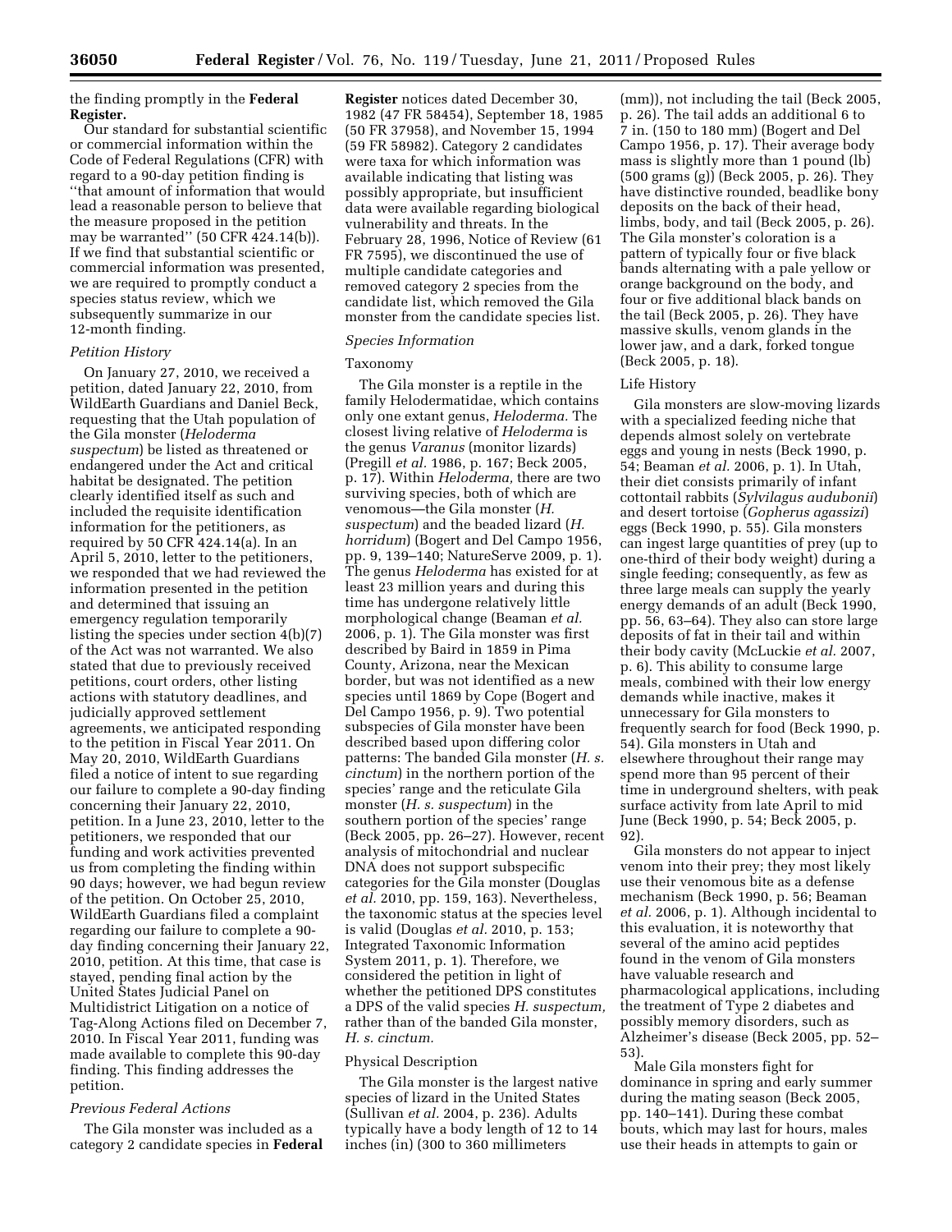the finding promptly in the **Federal Register.**

Our standard for substantial scientific or commercial information within the Code of Federal Regulations (CFR) with regard to a 90-day petition finding is ''that amount of information that would lead a reasonable person to believe that the measure proposed in the petition may be warranted'' (50 CFR 424.14(b)). If we find that substantial scientific or commercial information was presented, we are required to promptly conduct a species status review, which we subsequently summarize in our 12-month finding.

*Petition History*

On January 27, 2010, we received a petition, dated January 22, 2010, from WildEarth Guardians and Daniel Beck, requesting that the Utah population of the Gila monster (*Heloderma suspectum*) be listed as threatened or endangered under the Act and critical habitat be designated. The petition clearly identified itself as such and included the requisite identification information for the petitioners, as required by 50 CFR 424.14(a). In an April 5, 2010, letter to the petitioners, we responded that we had reviewed the information presented in the petition and determined that issuing an emergency regulation temporarily listing the species under section 4(b)(7) of the Act was not warranted. We also stated that due to previously received petitions, court orders, other listing actions with statutory deadlines, and judicially approved settlement agreements, we anticipated responding to the petition in Fiscal Year 2011. On May 20, 2010, WildEarth Guardians filed a notice of intent to sue regarding our failure to complete a 90-day finding concerning their January 22, 2010, petition. In a June 23, 2010, letter to the petitioners, we responded that our funding and work activities prevented us from completing the finding within 90 days; however, we had begun review of the petition. On October 25, 2010, WildEarth Guardians filed a complaint regarding our failure to complete a 90-day finding concerning their January 22, 2010, petition. At this time, that case is stayed, pending final action by the United States Judicial Panel on Multidistrict Litigation on a notice of Tag-Along Actions filed on December 7, 2010. In Fiscal Year 2011, funding was made available to complete this 90-day finding. This finding addresses the petition.

*Previous Federal Actions*

The Gila monster was included as a category 2 candidate species in **Federal Register** notices dated December 30, 1982 (47 FR 58454), September 18, 1985 (50 FR 37958), and November 15, 1994 (59 FR 58982). Category 2 candidates were taxa for which information was available indicating that listing was possibly appropriate, but insufficient data were available regarding biological vulnerability and threats. In the February 28, 1996, Notice of Review (61 FR 7595), we discontinued the use of multiple candidate categories and removed category 2 species from the candidate list, which removed the Gila monster from the candidate species list.

*Species Information*

Taxonomy

The Gila monster is a reptile in the family Helodermatidae, which contains only one extant genus, *Heloderma.* The closest living relative of *Heloderma* is the genus *Varanus* (monitor lizards) (Pregill *et al.* 1986, p. 167; Beck 2005, p. 17). Within *Heloderma,* there are two surviving species, both of which are venomous—the Gila monster (*H. suspectum*) and the beaded lizard (*H. horridum*) (Bogert and Del Campo 1956, pp. 9, 139–140; NatureServe 2009, p. 1). The genus *Heloderma* has existed for at least 23 million years and during this time has undergone relatively little morphological change (Beaman *et al.* 2006, p. 1). The Gila monster was first described by Baird in 1859 in Pima County, Arizona, near the Mexican border, but was not identified as a new species until 1869 by Cope (Bogert and Del Campo 1956, p. 9). Two potential subspecies of Gila monster have been described based upon differing color patterns: The banded Gila monster (*H. s. cinctum*) in the northern portion of the species' range and the reticulate Gila monster (*H. s. suspectum*) in the southern portion of the species' range (Beck 2005, pp. 26–27). However, recent analysis of mitochondrial and nuclear DNA does not support subspecific categories for the Gila monster (Douglas *et al.* 2010, pp. 159, 163). Nevertheless, the taxonomic status at the species level is valid (Douglas *et al.* 2010, p. 153; Integrated Taxonomic Information System 2011, p. 1). Therefore, we considered the petition in light of whether the petitioned DPS constitutes a DPS of the valid species *H. suspectum,* rather than of the banded Gila monster, *H. s. cinctum.*

Physical Description

The Gila monster is the largest native species of lizard in the United States (Sullivan *et al.* 2004, p. 236). Adults typically have a body length of 12 to 14 inches (in) (300 to 360 millimeters (mm)), not including the tail (Beck 2005, p. 26). The tail adds an additional 6 to 7 in. (150 to 180 mm) (Bogert and Del Campo 1956, p. 17). Their average body mass is slightly more than 1 pound (lb) (500 grams (g)) (Beck 2005, p. 26). They have distinctive rounded, beadlike bony deposits on the back of their head, limbs, body, and tail (Beck 2005, p. 26). The Gila monster's coloration is a pattern of typically four or five black bands alternating with a pale yellow or orange background on the body, and four or five additional black bands on the tail (Beck 2005, p. 26). They have massive skulls, venom glands in the lower jaw, and a dark, forked tongue (Beck 2005, p. 18).

Life History

Gila monsters are slow-moving lizards with a specialized feeding niche that depends almost solely on vertebrate eggs and young in nests (Beck 1990, p. 54; Beaman *et al.* 2006, p. 1). In Utah, their diet consists primarily of infant cottontail rabbits (*Sylvilagus audubonii*) and desert tortoise (*Gopherus agassizi*) eggs (Beck 1990, p. 55). Gila monsters can ingest large quantities of prey (up to one-third of their body weight) during a single feeding; consequently, as few as three large meals can supply the yearly energy demands of an adult (Beck 1990, pp. 56, 63–64). They also can store large deposits of fat in their tail and within their body cavity (McLuckie *et al.* 2007, p. 6). This ability to consume large meals, combined with their low energy demands while inactive, makes it unnecessary for Gila monsters to frequently search for food (Beck 1990, p. 54). Gila monsters in Utah and elsewhere throughout their range may spend more than 95 percent of their time in underground shelters, with peak surface activity from late April to mid June (Beck 1990, p. 54; Beck 2005, p. 92).

Gila monsters do not appear to inject venom into their prey; they most likely use their venomous bite as a defense mechanism (Beck 1990, p. 56; Beaman *et al.* 2006, p. 1). Although incidental to this evaluation, it is noteworthy that several of the amino acid peptides found in the venom of Gila monsters have valuable research and pharmacological applications, including the treatment of Type 2 diabetes and possibly memory disorders, such as Alzheimer's disease (Beck 2005, pp. 52–53).

Male Gila monsters fight for dominance in spring and early summer during the mating season (Beck 2005, pp. 140–141). During these combat bouts, which may last for hours, males use their heads in attempts to gain or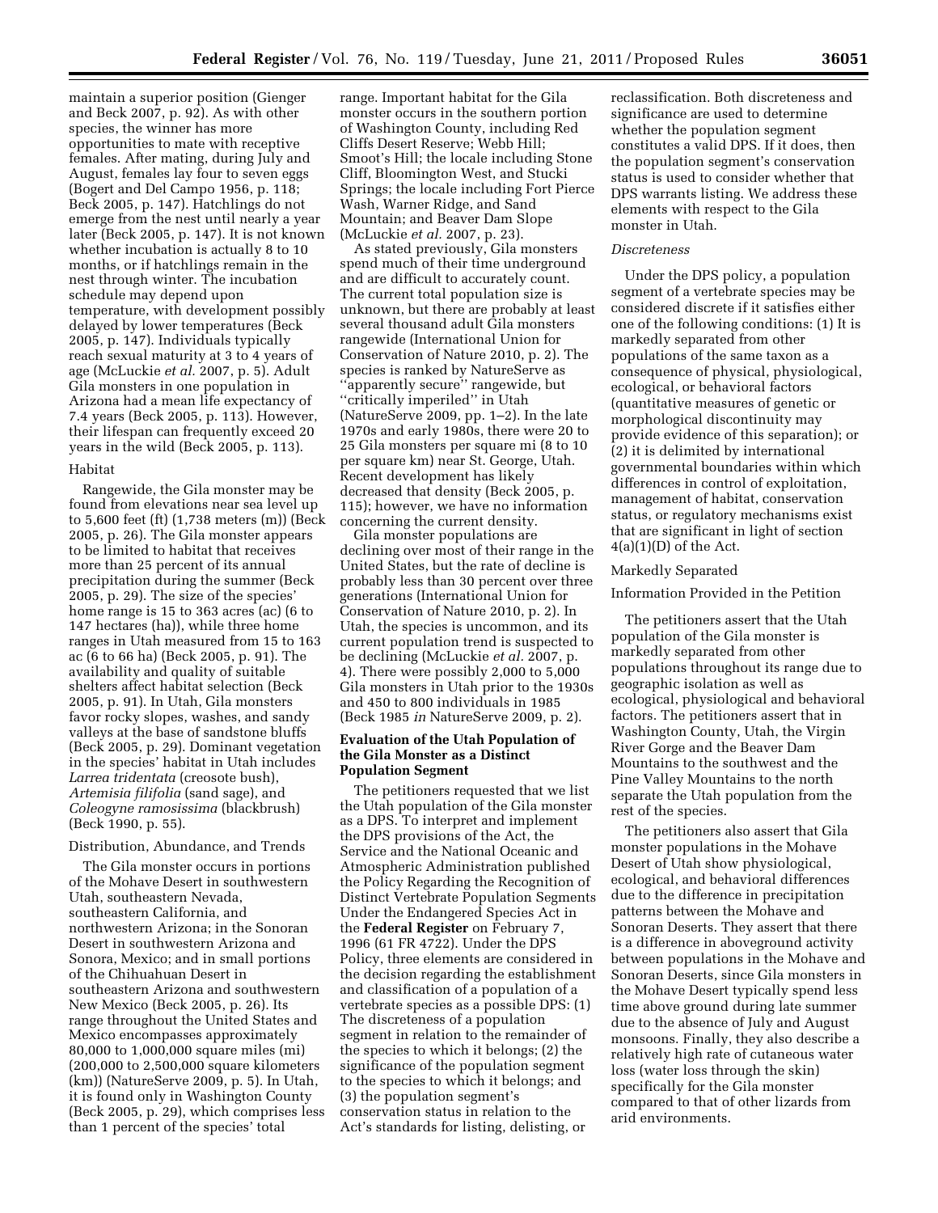maintain a superior position (Gienger and Beck 2007, p. 92). As with other species, the winner has more opportunities to mate with receptive females. After mating, during July and August, females lay four to seven eggs (Bogert and Del Campo 1956, p. 118; Beck 2005, p. 147). Hatchlings do not emerge from the nest until nearly a year later (Beck 2005, p. 147). It is not known whether incubation is actually 8 to 10 months, or if hatchlings remain in the nest through winter. The incubation schedule may depend upon temperature, with development possibly delayed by lower temperatures (Beck 2005, p. 147). Individuals typically reach sexual maturity at 3 to 4 years of age (McLuckie *et al.* 2007, p. 5). Adult Gila monsters in one population in Arizona had a mean life expectancy of 7.4 years (Beck 2005, p. 113). However, their lifespan can frequently exceed 20 years in the wild (Beck 2005, p. 113).

Habitat

Rangewide, the Gila monster may be found from elevations near sea level up to 5,600 feet (ft) (1,738 meters (m)) (Beck 2005, p. 26). The Gila monster appears to be limited to habitat that receives more than 25 percent of its annual precipitation during the summer (Beck 2005, p. 29). The size of the species' home range is 15 to 363 acres (ac) (6 to 147 hectares (ha)), while three home ranges in Utah measured from 15 to 163 ac (6 to 66 ha) (Beck 2005, p. 91). The availability and quality of suitable shelters affect habitat selection (Beck 2005, p. 91). In Utah, Gila monsters favor rocky slopes, washes, and sandy valleys at the base of sandstone bluffs (Beck 2005, p. 29). Dominant vegetation in the species' habitat in Utah includes *Larrea tridentata* (creosote bush), *Artemisia filifolia* (sand sage), and *Coleogyne ramosissima* (blackbrush) (Beck 1990, p. 55).

Distribution, Abundance, and Trends

The Gila monster occurs in portions of the Mohave Desert in southwestern Utah, southeastern Nevada, southeastern California, and northwestern Arizona; in the Sonoran Desert in southwestern Arizona and Sonora, Mexico; and in small portions of the Chihuahuan Desert in southeastern Arizona and southwestern New Mexico (Beck 2005, p. 26). Its range throughout the United States and Mexico encompasses approximately 80,000 to 1,000,000 square miles (mi) (200,000 to 2,500,000 square kilometers (km)) (NatureServe 2009, p. 5). In Utah, it is found only in Washington County (Beck 2005, p. 29), which comprises less than 1 percent of the species' total range. Important habitat for the Gila monster occurs in the southern portion of Washington County, including Red Cliffs Desert Reserve; Webb Hill; Smoot's Hill; the locale including Stone Cliff, Bloomington West, and Stucki Springs; the locale including Fort Pierce Wash, Warner Ridge, and Sand Mountain; and Beaver Dam Slope (McLuckie *et al.* 2007, p. 23).

As stated previously, Gila monsters spend much of their time underground and are difficult to accurately count. The current total population size is unknown, but there are probably at least several thousand adult Gila monsters rangewide (International Union for Conservation of Nature 2010, p. 2). The species is ranked by NatureServe as "apparently secure" rangewide, but "critically imperiled" in Utah (NatureServe 2009, pp. 1–2). In the late 1970s and early 1980s, there were 20 to 25 Gila monsters per square mi (8 to 10 per square km) near St. George, Utah. Recent development has likely decreased that density (Beck 2005, p. 115); however, we have no information concerning the current density.

Gila monster populations are declining over most of their range in the United States, but the rate of decline is probably less than 30 percent over three generations (International Union for Conservation of Nature 2010, p. 2). In Utah, the species is uncommon, and its current population trend is suspected to be declining (McLuckie *et al.* 2007, p. 4). There were possibly 2,000 to 5,000 Gila monsters in Utah prior to the 1930s and 450 to 800 individuals in 1985 (Beck 1985 *in* NatureServe 2009, p. 2).

**Evaluation of the Utah Population of the Gila Monster as a Distinct Population Segment**

The petitioners requested that we list the Utah population of the Gila monster as a DPS. To interpret and implement the DPS provisions of the Act, the Service and the National Oceanic and Atmospheric Administration published the Policy Regarding the Recognition of Distinct Vertebrate Population Segments Under the Endangered Species Act in the **Federal Register** on February 7, 1996 (61 FR 4722). Under the DPS Policy, three elements are considered in the decision regarding the establishment and classification of a population of a vertebrate species as a possible DPS: (1) The discreteness of a population segment in relation to the remainder of the species to which it belongs; (2) the significance of the population segment to the species to which it belongs; and (3) the population segment's conservation status in relation to the Act's standards for listing, delisting, or reclassification. Both discreteness and significance are used to determine whether the population segment constitutes a valid DPS. If it does, then the population segment's conservation status is used to consider whether that DPS warrants listing. We address these elements with respect to the Gila monster in Utah.

*Discreteness*

Under the DPS policy, a population segment of a vertebrate species may be considered discrete if it satisfies either one of the following conditions: (1) It is markedly separated from other populations of the same taxon as a consequence of physical, physiological, ecological, or behavioral factors (quantitative measures of genetic or morphological discontinuity may provide evidence of this separation); or (2) it is delimited by international governmental boundaries within which differences in control of exploitation, management of habitat, conservation status, or regulatory mechanisms exist that are significant in light of section 4(a)(1)(D) of the Act.

Markedly Separated

Information Provided in the Petition

The petitioners assert that the Utah population of the Gila monster is markedly separated from other populations throughout its range due to geographic isolation as well as ecological, physiological and behavioral factors. The petitioners assert that in Washington County, Utah, the Virgin River Gorge and the Beaver Dam Mountains to the southwest and the Pine Valley Mountains to the north separate the Utah population from the rest of the species.

The petitioners also assert that Gila monster populations in the Mohave Desert of Utah show physiological, ecological, and behavioral differences due to the difference in precipitation patterns between the Mohave and Sonoran Deserts. They assert that there is a difference in aboveground activity between populations in the Mohave and Sonoran Deserts, since Gila monsters in the Mohave Desert typically spend less time above ground during late summer due to the absence of July and August monsoons. Finally, they also describe a relatively high rate of cutaneous water loss (water loss through the skin) specifically for the Gila monster compared to that of other lizards from arid environments.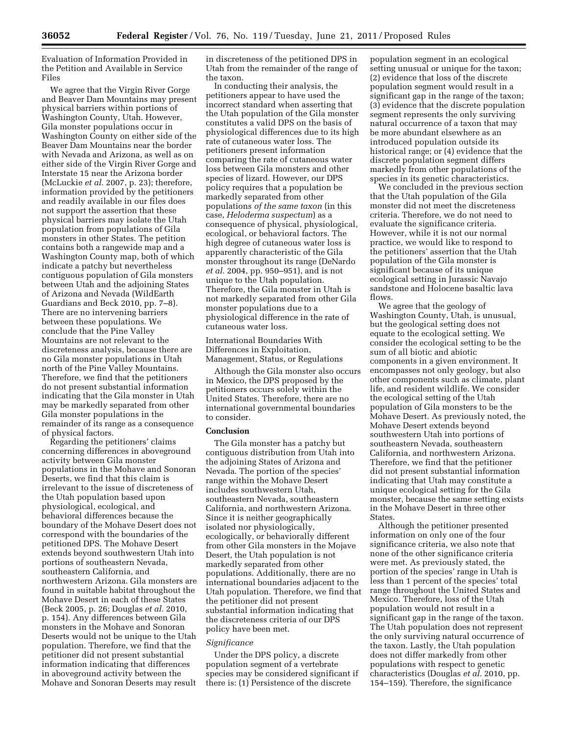Evaluation of Information Provided in the Petition and Available in Service Files

We agree that the Virgin River Gorge and Beaver Dam Mountains may present physical barriers within portions of Washington County, Utah. However, Gila monster populations occur in Washington County on either side of the Beaver Dam Mountains near the border with Nevada and Arizona, as well as on either side of the Virgin River Gorge and Interstate 15 near the Arizona border (McLuckie *et al.* 2007, p. 23); therefore, information provided by the petitioners and readily available in our files does not support the assertion that these physical barriers may isolate the Utah population from populations of Gila monsters in other States. The petition contains both a rangewide map and a Washington County map, both of which indicate a patchy but nevertheless contiguous population of Gila monsters between Utah and the adjoining States of Arizona and Nevada (WildEarth Guardians and Beck 2010, pp. 7–8). There are no intervening barriers between these populations. We conclude that the Pine Valley Mountains are not relevant to the discreteness analysis, because there are no Gila monster populations in Utah north of the Pine Valley Mountains. Therefore, we find that the petitioners do not present substantial information indicating that the Gila monster in Utah may be markedly separated from other Gila monster populations in the remainder of its range as a consequence of physical factors.

Regarding the petitioners' claims concerning differences in aboveground activity between Gila monster populations in the Mohave and Sonoran Deserts, we find that this claim is irrelevant to the issue of discreteness of the Utah population based upon physiological, ecological, and behavioral differences because the boundary of the Mohave Desert does not correspond with the boundaries of the petitioned DPS. The Mohave Desert extends beyond southwestern Utah into portions of southeastern Nevada, southeastern California, and northwestern Arizona. Gila monsters are found in suitable habitat throughout the Mohave Desert in each of these States (Beck 2005, p. 26; Douglas *et al.* 2010, p. 154). Any differences between Gila monsters in the Mohave and Sonoran Deserts would not be unique to the Utah population. Therefore, we find that the petitioner did not present substantial information indicating that differences in aboveground activity between the Mohave and Sonoran Deserts may result in discreteness of the petitioned DPS in Utah from the remainder of the range of the taxon.

In conducting their analysis, the petitioners appear to have used the incorrect standard when asserting that the Utah population of the Gila monster constitutes a valid DPS on the basis of physiological differences due to its high rate of cutaneous water loss. The petitioners present information comparing the rate of cutaneous water loss between Gila monsters and other species of lizard. However, our DPS policy requires that a population be markedly separated from other populations *of the same taxon* (in this case, *Heloderma suspectum*) as a consequence of physical, physiological, ecological, or behavioral factors. The high degree of cutaneous water loss is apparently characteristic of the Gila monster throughout its range (DeNardo *et al.* 2004, pp. 950–951), and is not unique to the Utah population. Therefore, the Gila monster in Utah is not markedly separated from other Gila monster populations due to a physiological difference in the rate of cutaneous water loss.

International Boundaries With Differences in Exploitation, Management, Status, or Regulations

Although the Gila monster also occurs in Mexico, the DPS proposed by the petitioners occurs solely within the United States. Therefore, there are no international governmental boundaries to consider.

**Conclusion**

The Gila monster has a patchy but contiguous distribution from Utah into the adjoining States of Arizona and Nevada. The portion of the species' range within the Mohave Desert includes southwestern Utah, southeastern Nevada, southeastern California, and northwestern Arizona. Since it is neither geographically isolated nor physiologically, ecologically, or behaviorally different from other Gila monsters in the Mojave Desert, the Utah population is not markedly separated from other populations. Additionally, there are no international boundaries adjacent to the Utah population. Therefore, we find that the petitioner did not present substantial information indicating that the discreteness criteria of our DPS policy have been met.

*Significance*

Under the DPS policy, a discrete population segment of a vertebrate species may be considered significant if there is: (1) Persistence of the discrete population segment in an ecological setting unusual or unique for the taxon; (2) evidence that loss of the discrete population segment would result in a significant gap in the range of the taxon; (3) evidence that the discrete population segment represents the only surviving natural occurrence of a taxon that may be more abundant elsewhere as an introduced population outside its historical range; or (4) evidence that the discrete population segment differs markedly from other populations of the species in its genetic characteristics.

We concluded in the previous section that the Utah population of the Gila monster did not meet the discreteness criteria. Therefore, we do not need to evaluate the significance criteria. However, while it is not our normal practice, we would like to respond to the petitioners' assertion that the Utah population of the Gila monster is significant because of its unique ecological setting in Jurassic Navajo sandstone and Holocene basaltic lava flows.

We agree that the geology of Washington County, Utah, is unusual, but the geological setting does not equate to the ecological setting. We consider the ecological setting to be the sum of all biotic and abiotic components in a given environment. It encompasses not only geology, but also other components such as climate, plant life, and resident wildlife. We consider the ecological setting of the Utah population of Gila monsters to be the Mohave Desert. As previously noted, the Mohave Desert extends beyond southwestern Utah into portions of southeastern Nevada, southeastern California, and northwestern Arizona. Therefore, we find that the petitioner did not present substantial information indicating that Utah may constitute a unique ecological setting for the Gila monster, because the same setting exists in the Mohave Desert in three other States.

Although the petitioner presented information on only one of the four significance criteria, we also note that none of the other significance criteria were met. As previously stated, the portion of the species' range in Utah is less than 1 percent of the species' total range throughout the United States and Mexico. Therefore, loss of the Utah population would not result in a significant gap in the range of the taxon. The Utah population does not represent the only surviving natural occurrence of the taxon. Lastly, the Utah population does not differ markedly from other populations with respect to genetic characteristics (Douglas *et al.* 2010, pp. 154–159). Therefore, the significance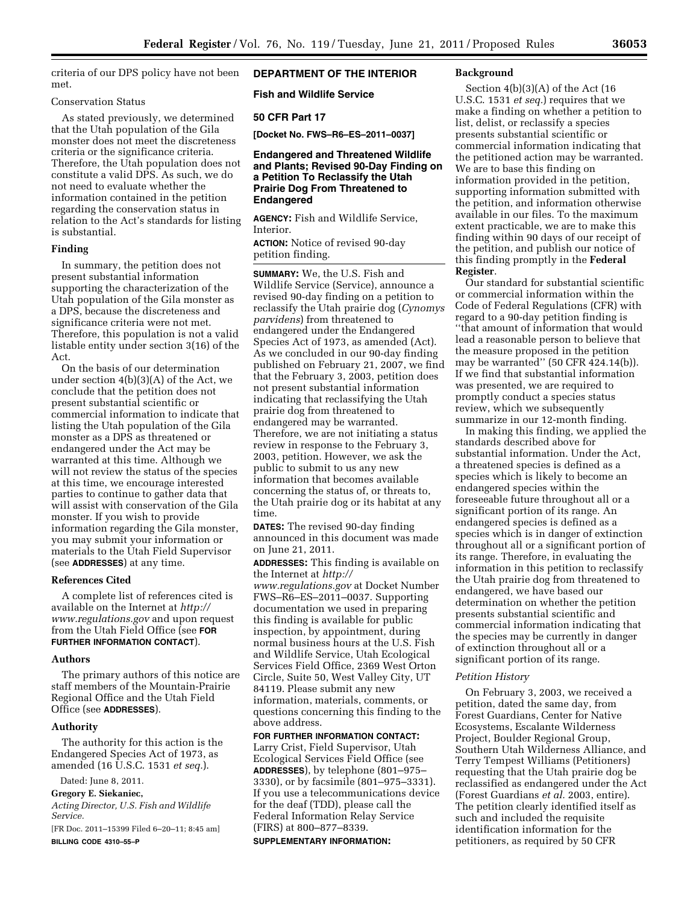criteria of our DPS policy have not been met.

Conservation Status

As stated previously, we determined that the Utah population of the Gila monster does not meet the discreteness criteria or the significance criteria. Therefore, the Utah population does not constitute a valid DPS. As such, we do not need to evaluate whether the information contained in the petition regarding the conservation status in relation to the Act's standards for listing is substantial.

## Finding

In summary, the petition does not present substantial information supporting the characterization of the Utah population of the Gila monster as a DPS, because the discreteness and significance criteria were not met. Therefore, this population is not a valid listable entity under section 3(16) of the Act.

On the basis of our determination under section 4(b)(3)(A) of the Act, we conclude that the petition does not present substantial scientific or commercial information to indicate that listing the Utah population of the Gila monster as a DPS as threatened or endangered under the Act may be warranted at this time. Although we will not review the status of the species at this time, we encourage interested parties to continue to gather data that will assist with conservation of the Gila monster. If you wish to provide information regarding the Gila monster, you may submit your information or materials to the Utah Field Supervisor (see **ADDRESSES**) at any time.

## References Cited

A complete list of references cited is available on the Internet at *http://www.regulations.gov* and upon request from the Utah Field Office (see **FOR FURTHER INFORMATION CONTACT**).

## Authors

The primary authors of this notice are staff members of the Mountain-Prairie Regional Office and the Utah Field Office (see **ADDRESSES**).

## Authority

The authority for this action is the Endangered Species Act of 1973, as amended (16 U.S.C. 1531 *et seq.*).

Dated: June 8, 2011.

**Gregory E. Siekaniec,**

*Acting Director, U.S. Fish and Wildlife Service.*

[FR Doc. 2011–15399 Filed 6–20–11; 8:45 am]

**BILLING CODE 4310–55–P**

---

**DEPARTMENT OF THE INTERIOR**

**Fish and Wildlife Service**

**50 CFR Part 17**

**[Docket No. FWS–R6–ES–2011–0037]**

# Endangered and Threatened Wildlife and Plants; Revised 90-Day Finding on a Petition To Reclassify the Utah Prairie Dog From Threatened to Endangered

**AGENCY:** Fish and Wildlife Service, Interior.

**ACTION:** Notice of revised 90-day petition finding.

**SUMMARY:** We, the U.S. Fish and Wildlife Service (Service), announce a revised 90-day finding on a petition to reclassify the Utah prairie dog (*Cynomys parvidens*) from threatened to endangered under the Endangered Species Act of 1973, as amended (Act). As we concluded in our 90-day finding published on February 21, 2007, we find that the February 3, 2003, petition does not present substantial information indicating that reclassifying the Utah prairie dog from threatened to endangered may be warranted. Therefore, we are not initiating a status review in response to the February 3, 2003, petition. However, we ask the public to submit to us any new information that becomes available concerning the status of, or threats to, the Utah prairie dog or its habitat at any time.

**DATES:** The revised 90-day finding announced in this document was made on June 21, 2011.

**ADDRESSES:** This finding is available on the Internet at *http://www.regulations.gov* at Docket Number FWS–R6–ES–2011–0037. Supporting documentation we used in preparing this finding is available for public inspection, by appointment, during normal business hours at the U.S. Fish and Wildlife Service, Utah Ecological Services Field Office, 2369 West Orton Circle, Suite 50, West Valley City, UT 84119. Please submit any new information, materials, comments, or questions concerning this finding to the above address.

**FOR FURTHER INFORMATION CONTACT:** Larry Crist, Field Supervisor, Utah Ecological Services Field Office (see **ADDRESSES**), by telephone (801–975–3330), or by facsimile (801–975–3331). If you use a telecommunications device for the deaf (TDD), please call the Federal Information Relay Service (FIRS) at 800–877–8339.

**SUPPLEMENTARY INFORMATION:**

## Background

Section 4(b)(3)(A) of the Act (16 U.S.C. 1531 *et seq.*) requires that we make a finding on whether a petition to list, delist, or reclassify a species presents substantial scientific or commercial information indicating that the petitioned action may be warranted. We are to base this finding on information provided in the petition, supporting information submitted with the petition, and information otherwise available in our files. To the maximum extent practicable, we are to make this finding within 90 days of our receipt of the petition, and publish our notice of this finding promptly in the **Federal Register**.

Our standard for substantial scientific or commercial information within the Code of Federal Regulations (CFR) with regard to a 90-day petition finding is "that amount of information that would lead a reasonable person to believe that the measure proposed in the petition may be warranted" (50 CFR 424.14(b)). If we find that substantial information was presented, we are required to promptly conduct a species status review, which we subsequently summarize in our 12-month finding.

In making this finding, we applied the standards described above for substantial information. Under the Act, a threatened species is defined as a species which is likely to become an endangered species within the foreseeable future throughout all or a significant portion of its range. An endangered species is defined as a species which is in danger of extinction throughout all or a significant portion of its range. Therefore, in evaluating the information in this petition to reclassify the Utah prairie dog from threatened to endangered, we have based our determination on whether the petition presents substantial scientific and commercial information indicating that the species may be currently in danger of extinction throughout all or a significant portion of its range.

### *Petition History*

On February 3, 2003, we received a petition, dated the same day, from Forest Guardians, Center for Native Ecosystems, Escalante Wilderness Project, Boulder Regional Group, Southern Utah Wilderness Alliance, and Terry Tempest Williams (Petitioners) requesting that the Utah prairie dog be reclassified as endangered under the Act (Forest Guardians *et al.* 2003, entire). The petition clearly identified itself as such and included the requisite identification information for the petitioners, as required by 50 CFR